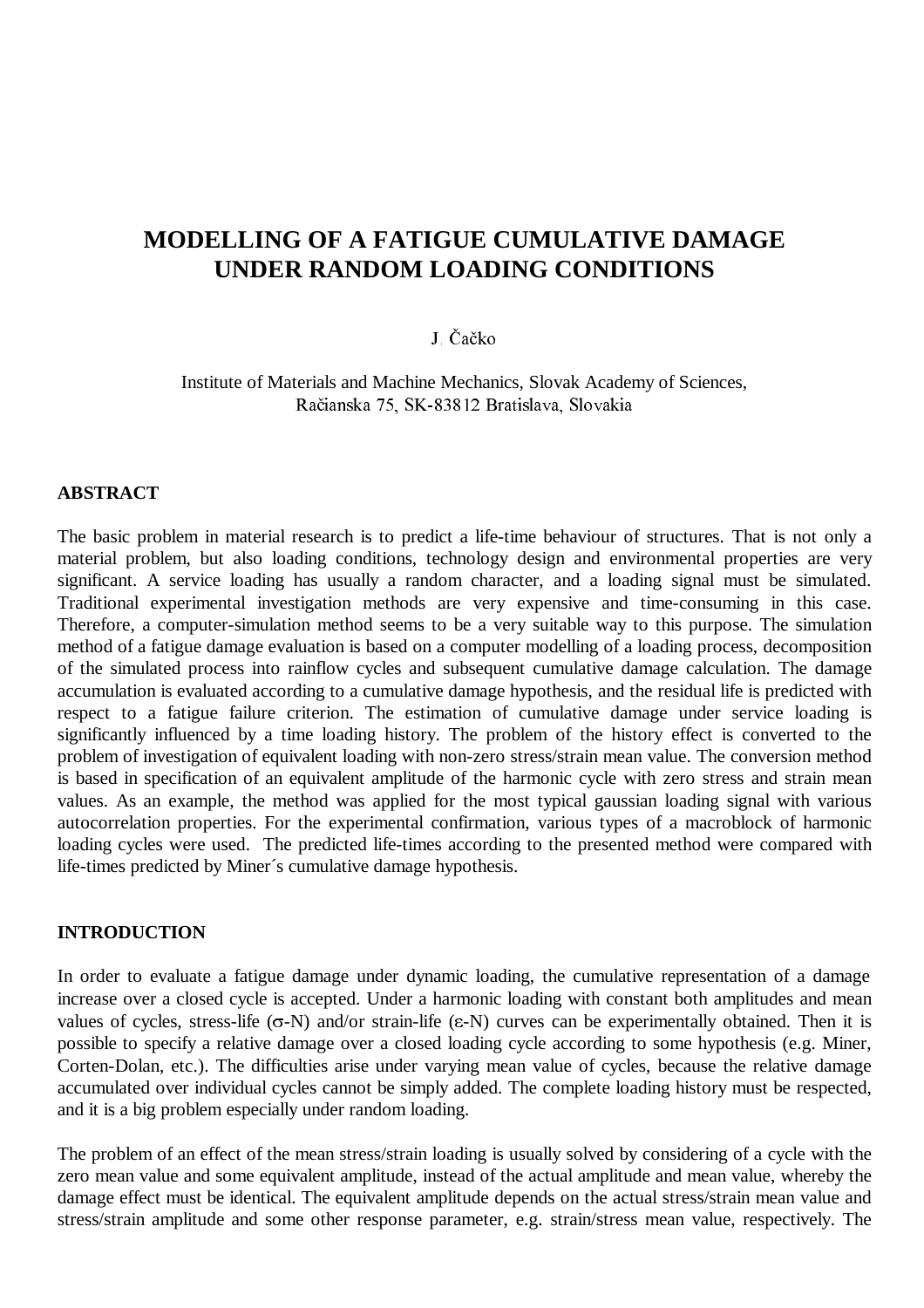# MODELLING OF A FATIGUE CUMULATIVE DAMAGE UNDER RANDOM LOADING CONDITIONS

J. Čačko

Institute of Materials and Machine Mechanics, Slovak Academy of Sciences,
Račianska 75, SK-83812 Bratislava, Slovakia

## ABSTRACT

The basic problem in material research is to predict a life-time behaviour of structures. That is not only a material problem, but also loading conditions, technology design and environmental properties are very significant. A service loading has usually a random character, and a loading signal must be simulated. Traditional experimental investigation methods are very expensive and time-consuming in this case. Therefore, a computer-simulation method seems to be a very suitable way to this purpose. The simulation method of a fatigue damage evaluation is based on a computer modelling of a loading process, decomposition of the simulated process into rainflow cycles and subsequent cumulative damage calculation. The damage accumulation is evaluated according to a cumulative damage hypothesis, and the residual life is predicted with respect to a fatigue failure criterion. The estimation of cumulative damage under service loading is significantly influenced by a time loading history. The problem of the history effect is converted to the problem of investigation of equivalent loading with non-zero stress/strain mean value. The conversion method is based in specification of an equivalent amplitude of the harmonic cycle with zero stress and strain mean values. As an example, the method was applied for the most typical gaussian loading signal with various autocorrelation properties. For the experimental confirmation, various types of a macroblock of harmonic loading cycles were used. The predicted life-times according to the presented method were compared with life-times predicted by Miner´s cumulative damage hypothesis.

## INTRODUCTION

In order to evaluate a fatigue damage under dynamic loading, the cumulative representation of a damage increase over a closed cycle is accepted. Under a harmonic loading with constant both amplitudes and mean values of cycles, stress-life ($\sigma$-N) and/or strain-life ($\varepsilon$-N) curves can be experimentally obtained. Then it is possible to specify a relative damage over a closed loading cycle according to some hypothesis (e.g. Miner, Corten-Dolan, etc.). The difficulties arise under varying mean value of cycles, because the relative damage accumulated over individual cycles cannot be simply added. The complete loading history must be respected, and it is a big problem especially under random loading.

The problem of an effect of the mean stress/strain loading is usually solved by considering of a cycle with the zero mean value and some equivalent amplitude, instead of the actual amplitude and mean value, whereby the damage effect must be identical. The equivalent amplitude depends on the actual stress/strain mean value and stress/strain amplitude and some other response parameter, e.g. strain/stress mean value, respectively. The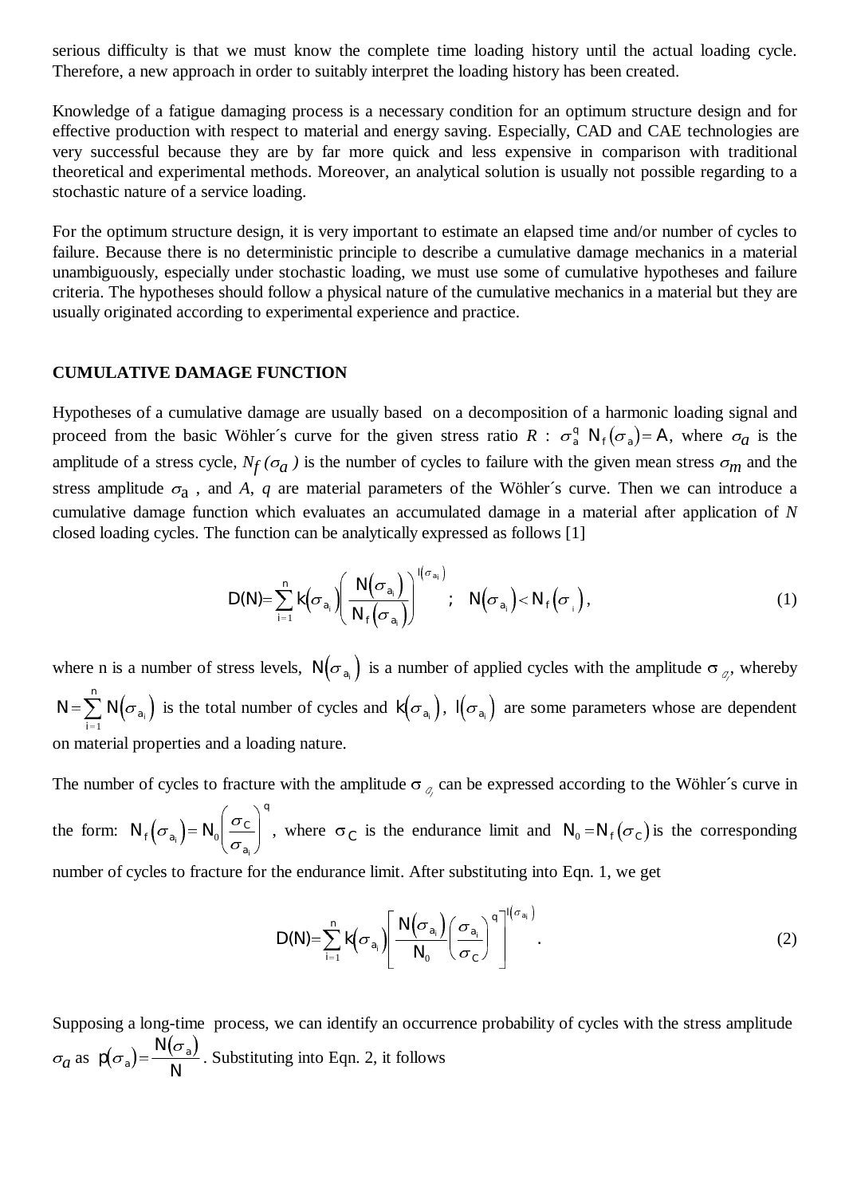serious difficulty is that we must know the complete time loading history until the actual loading cycle. Therefore, a new approach in order to suitably interpret the loading history has been created.

Knowledge of a fatigue damaging process is a necessary condition for an optimum structure design and for effective production with respect to material and energy saving. Especially, CAD and CAE technologies are very successful because they are by far more quick and less expensive in comparison with traditional theoretical and experimental methods. Moreover, an analytical solution is usually not possible regarding to a stochastic nature of a service loading.

For the optimum structure design, it is very important to estimate an elapsed time and/or number of cycles to failure. Because there is no deterministic principle to describe a cumulative damage mechanics in a material unambiguously, especially under stochastic loading, we must use some of cumulative hypotheses and failure criteria. The hypotheses should follow a physical nature of the cumulative mechanics in a material but they are usually originated according to experimental experience and practice.

## CUMULATIVE DAMAGE FUNCTION

Hypotheses of a cumulative damage are usually based on a decomposition of a harmonic loading signal and proceed from the basic Wöhler´s curve for the given stress ratio *R* : $\sigma_a^q \, N_f(\sigma_a) = A$, where $\sigma_a$ is the amplitude of a stress cycle, $N_f(\sigma_a)$ is the number of cycles to failure with the given mean stress $\sigma_m$ and the stress amplitude $\sigma_a$ , and *A*, *q* are material parameters of the Wöhler´s curve. Then we can introduce a cumulative damage function which evaluates an accumulated damage in a material after application of *N* closed loading cycles. The function can be analytically expressed as follows [1]

$$D(N) = \sum_{i=1}^{n} k(\sigma_{a_i}) \left( \frac{N(\sigma_{a_i})}{N_f(\sigma_{a_i})} \right)^{l(\sigma_{a_i})} \quad ; \quad N(\sigma_{a_i}) < N_f(\sigma_i), \tag{1}$$

where n is a number of stress levels, $N(\sigma_{a_i})$ is a number of applied cycles with the amplitude $\sigma_{a_i}$, whereby $N = \sum_{i=1}^{n} N(\sigma_{a_i})$ is the total number of cycles and $k(\sigma_{a_i})$, $l(\sigma_{a_i})$ are some parameters whose are dependent on material properties and a loading nature.

The number of cycles to fracture with the amplitude $\sigma_{a_i}$ can be expressed according to the Wöhler´s curve in the form: $N_f(\sigma_{a_i}) = N_0 \left( \frac{\sigma_C}{\sigma_{a_i}} \right)^q$, where $\sigma_C$ is the endurance limit and $N_0 = N_f(\sigma_C)$ is the corresponding number of cycles to fracture for the endurance limit. After substituting into Eqn. 1, we get

$$D(N) = \sum_{i=1}^{n} k(\sigma_{a_i}) \left[ \frac{N(\sigma_{a_i})}{N_0} \left( \frac{\sigma_{a_i}}{\sigma_C} \right)^q \right]^{l(\sigma_{a_i})} . \tag{2}$$

Supposing a long-time process, we can identify an occurrence probability of cycles with the stress amplitude $\sigma_a$ as $p(\sigma_a) = \frac{N(\sigma_a)}{N}$. Substituting into Eqn. 2, it follows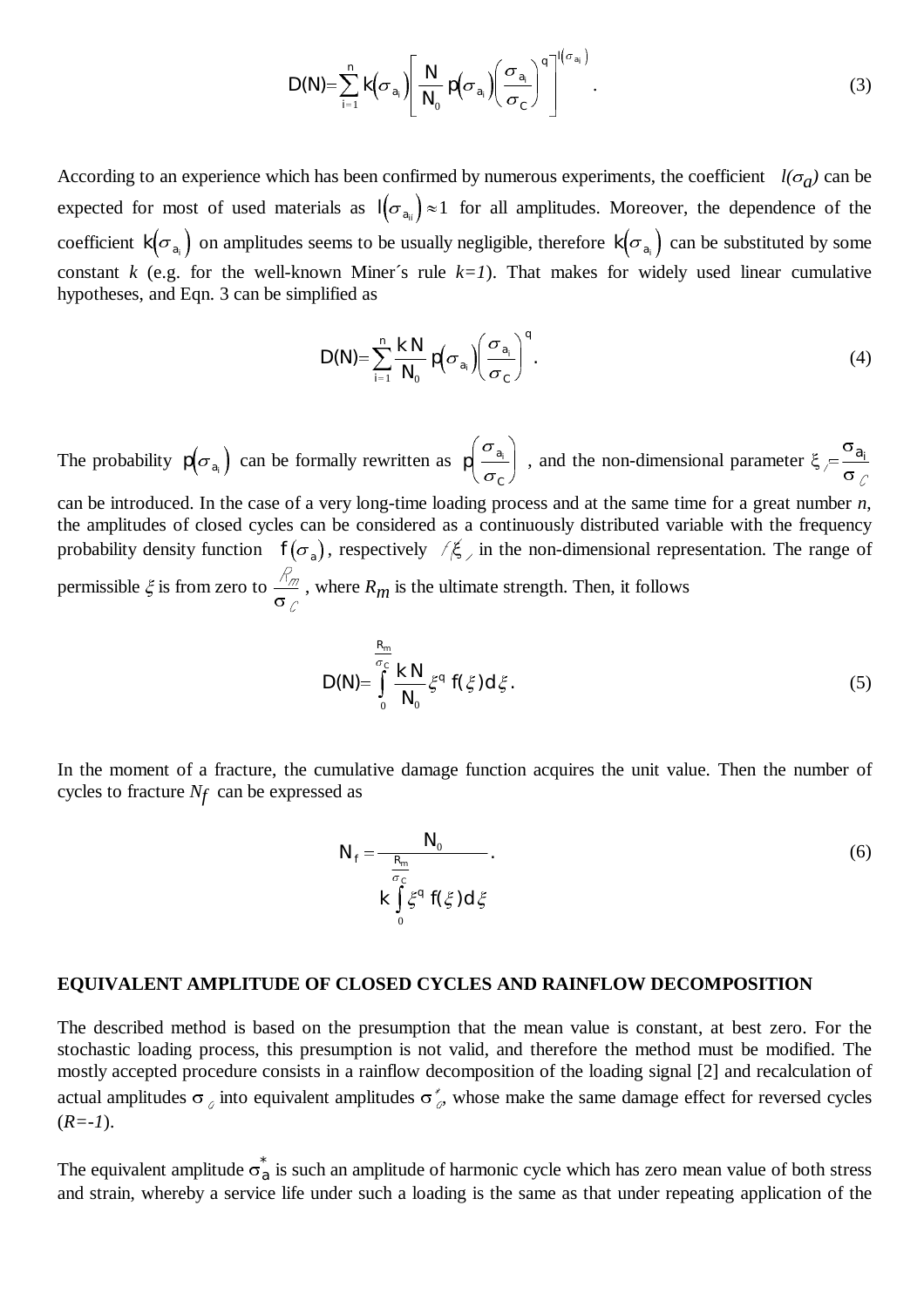$$D(N)=\sum_{i=1}^{n} k\left(\sigma_{a_i}\right)\left[\frac{N}{N_0}\, p\left(\sigma_{a_i}\right)\left(\frac{\sigma_{a_i}}{\sigma_C}\right)^{q}\right]^{l\left(\sigma_{a_i}\right)}. \tag{3}$$

According to an experience which has been confirmed by numerous experiments, the coefficient $l(\sigma_a)$ can be expected for most of used materials as $l\left(\sigma_{a_{ii}}\right)\approx 1$ for all amplitudes. Moreover, the dependence of the coefficient $k\left(\sigma_{a_i}\right)$ on amplitudes seems to be usually negligible, therefore $k\left(\sigma_{a_i}\right)$ can be substituted by some constant $k$ (e.g. for the well-known Miner´s rule $k=1$). That makes for widely used linear cumulative hypotheses, and Eqn. 3 can be simplified as

$$D(N)=\sum_{i=1}^{n} \frac{k\,N}{N_0}\, p\left(\sigma_{a_i}\right)\left(\frac{\sigma_{a_i}}{\sigma_C}\right)^{q}. \tag{4}$$

The probability $p\left(\sigma_{a_i}\right)$ can be formally rewritten as $p\left(\frac{\sigma_{a_i}}{\sigma_C}\right)$, and the non-dimensional parameter $\xi_i=\frac{\sigma_{a_i}}{\sigma_C}$ can be introduced. In the case of a very long-time loading process and at the same time for a great number $n$, the amplitudes of closed cycles can be considered as a continuously distributed variable with the frequency probability density function $f\left(\sigma_a\right)$, respectively $f(\xi)$ in the non-dimensional representation. The range of permissible $\xi$ is from zero to $\frac{R_m}{\sigma_C}$, where $R_m$ is the ultimate strength. Then, it follows

$$D(N)=\int_{0}^{\frac{R_m}{\sigma_C}} \frac{k\,N}{N_0}\,\xi^{q}\, f(\xi)\,d\xi. \tag{5}$$

In the moment of a fracture, the cumulative damage function acquires the unit value. Then the number of cycles to fracture $N_f$ can be expressed as

$$N_f=\frac{N_0}{k\displaystyle\int_{0}^{\frac{R_m}{\sigma_C}} \xi^{q}\, f(\xi)\,d\xi}. \tag{6}$$

## EQUIVALENT AMPLITUDE OF CLOSED CYCLES AND RAINFLOW DECOMPOSITION

The described method is based on the presumption that the mean value is constant, at best zero. For the stochastic loading process, this presumption is not valid, and therefore the method must be modified. The mostly accepted procedure consists in a rainflow decomposition of the loading signal [2] and recalculation of actual amplitudes $\sigma_a$ into equivalent amplitudes $\sigma_a^*$, whose make the same damage effect for reversed cycles ($R=-1$).

The equivalent amplitude $\sigma_a^*$ is such an amplitude of harmonic cycle which has zero mean value of both stress and strain, whereby a service life under such a loading is the same as that under repeating application of the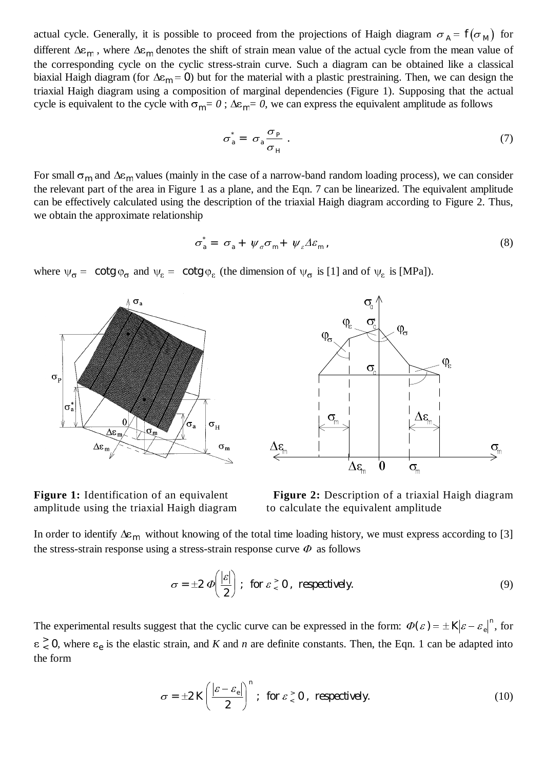actual cycle. Generally, it is possible to proceed from the projections of Haigh diagram $\sigma_A = f(\sigma_M)$ for different $\Delta\varepsilon_m$, where $\Delta\varepsilon_m$ denotes the shift of strain mean value of the actual cycle from the mean value of the corresponding cycle on the cyclic stress-strain curve. Such a diagram can be obtained like a classical biaxial Haigh diagram (for $\Delta\varepsilon_m = 0$) but for the material with a plastic prestraining. Then, we can design the triaxial Haigh diagram using a composition of marginal dependencies (Figure 1). Supposing that the actual cycle is equivalent to the cycle with $\sigma_m = 0$ ; $\Delta\varepsilon_m = 0$, we can express the equivalent amplitude as follows

$$\sigma_a^* = \sigma_a \frac{\sigma_P}{\sigma_H} \; . \tag{7}$$

For small $\sigma_m$ and $\Delta\varepsilon_m$ values (mainly in the case of a narrow-band random loading process), we can consider the relevant part of the area in Figure 1 as a plane, and the Eqn. 7 can be linearized. The equivalent amplitude can be effectively calculated using the description of the triaxial Haigh diagram according to Figure 2. Thus, we obtain the approximate relationship

$$\sigma_a^* = \sigma_a + \psi_\sigma \sigma_m + \psi_\varepsilon \Delta\varepsilon_m \, , \tag{8}$$

where $\psi_\sigma = \operatorname{cotg} \varphi_\sigma$ and $\psi_\varepsilon = \operatorname{cotg} \varphi_\varepsilon$ (the dimension of $\psi_\sigma$ is [1] and of $\psi_\varepsilon$ is [MPa]).

**Figure 1:** Identification of an equivalent amplitude using the triaxial Haigh diagram

**Figure 2:** Description of a triaxial Haigh diagram to calculate the equivalent amplitude

In order to identify $\Delta\varepsilon_m$ without knowing of the total time loading history, we must express according to [3] the stress-strain response using a stress-strain response curve $\Phi$ as follows

$$\sigma = \pm 2\,\Phi\!\left(\frac{|\varepsilon|}{2}\right) \; ; \;\; \text{for } \varepsilon \gtrless 0 \, , \;\; \text{respectively.} \tag{9}$$

The experimental results suggest that the cyclic curve can be expressed in the form: $\Phi(\varepsilon) = \pm K|\varepsilon - \varepsilon_e|^n$, for $\varepsilon \gtrless 0$, where $\varepsilon_e$ is the elastic strain, and *K* and *n* are definite constants. Then, the Eqn. 1 can be adapted into the form

$$\sigma = \pm 2K\left(\frac{|\varepsilon - \varepsilon_e|}{2}\right)^n \; ; \;\; \text{for } \varepsilon \gtrless 0 \, , \;\; \text{respectively.} \tag{10}$$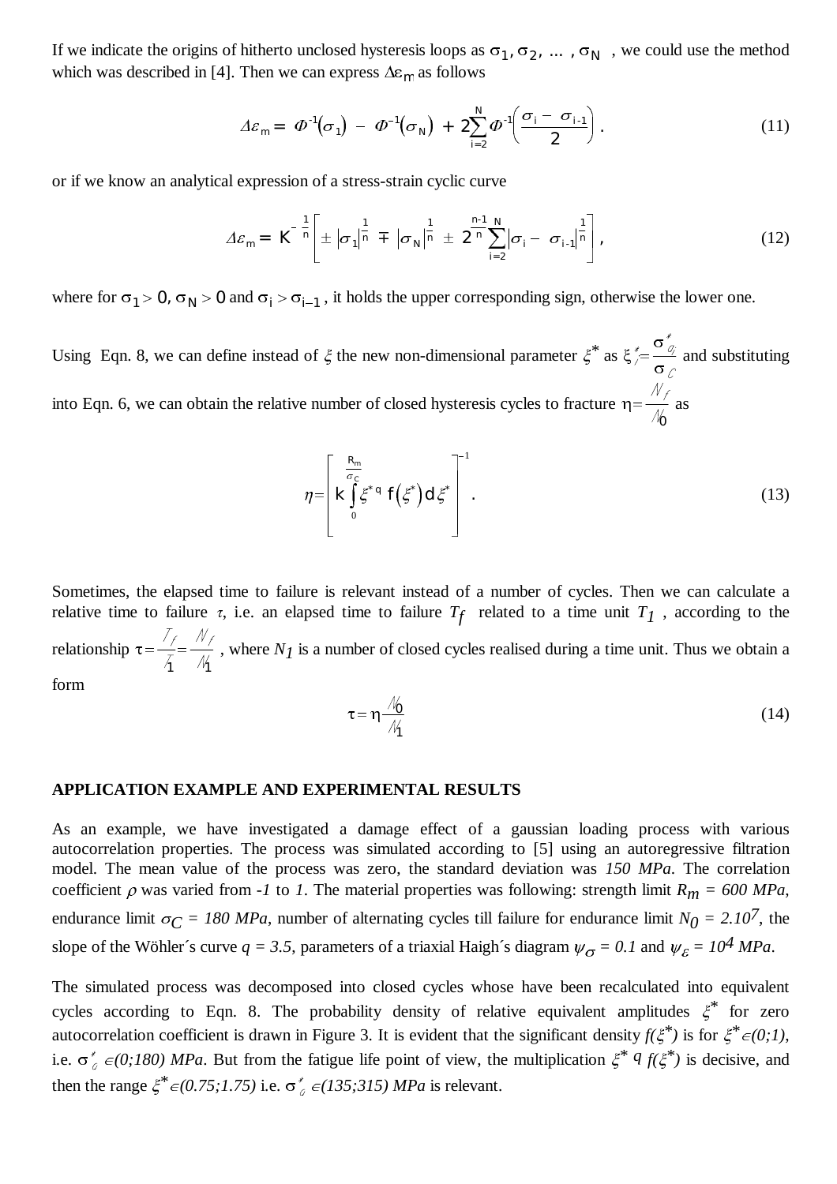If we indicate the origins of hitherto unclosed hysteresis loops as $\sigma_1, \sigma_2, \ldots, \sigma_N$ , we could use the method which was described in [4]. Then we can express $\Delta\varepsilon_m$ as follows

$$\Delta\varepsilon_m = \Phi^{-1}(\sigma_1) - \Phi^{-1}(\sigma_N) + 2\sum_{i=2}^{N}\Phi^{-1}\left(\frac{\sigma_i - \sigma_{i-1}}{2}\right). \tag{11}$$

or if we know an analytical expression of a stress-strain cyclic curve

$$\Delta\varepsilon_m = K^{-\frac{1}{n}}\left[\pm\left|\sigma_1\right|^{\frac{1}{n}} \mp \left|\sigma_N\right|^{\frac{1}{n}} \pm 2^{\frac{n-1}{n}}\sum_{i=2}^{N}\left|\sigma_i - \sigma_{i-1}\right|^{\frac{1}{n}}\right], \tag{12}$$

where for $\sigma_1 > 0$, $\sigma_N > 0$ and $\sigma_i > \sigma_{i-1}$ , it holds the upper corresponding sign, otherwise the lower one.

Using Eqn. 8, we can define instead of $\xi$ the new non-dimensional parameter $\xi^*$ as $\xi^*_i = \frac{\sigma^*_{ai}}{\sigma_C}$ and substituting into Eqn. 6, we can obtain the relative number of closed hysteresis cycles to fracture $\eta = \frac{N_f}{N_0}$ as

$$\eta = \left[k\int_0^{\frac{R_m}{\sigma_C}}\xi^{*q} f(\xi^*)\, d\xi^*\right]^{-1}. \tag{13}$$

Sometimes, the elapsed time to failure is relevant instead of a number of cycles. Then we can calculate a relative time to failure $\tau$, i.e. an elapsed time to failure $T_f$ related to a time unit $T_1$ , according to the relationship $\tau = \frac{T_f}{T_1} = \frac{N_f}{N_1}$ , where $N_1$ is a number of closed cycles realised during a time unit. Thus we obtain a form

$$\tau = \eta\frac{N_0}{N_1} \tag{14}$$

## APPLICATION EXAMPLE AND EXPERIMENTAL RESULTS

As an example, we have investigated a damage effect of a gaussian loading process with various autocorrelation properties. The process was simulated according to [5] using an autoregressive filtration model. The mean value of the process was zero, the standard deviation was *150 MPa*. The correlation coefficient $\rho$ was varied from *-1* to *1*. The material properties was following: strength limit $R_m = 600$ *MPa*, endurance limit $\sigma_C = 180$ *MPa*, number of alternating cycles till failure for endurance limit $N_0 = 2.10^7$, the slope of the Wöhler´s curve $q = 3.5$, parameters of a triaxial Haigh´s diagram $\psi_\sigma = 0.1$ and $\psi_\varepsilon = 10^4$ *MPa*.

The simulated process was decomposed into closed cycles whose have been recalculated into equivalent cycles according to Eqn. 8. The probability density of relative equivalent amplitudes $\xi^*$ for zero autocorrelation coefficient is drawn in Figure 3. It is evident that the significant density $f(\xi^*)$ is for $\xi^* \in (0;1)$, i.e. $\sigma^*_a \in (0;180)$ *MPa*. But from the fatigue life point of view, the multiplication $\xi^{*\,q} f(\xi^*)$ is decisive, and then the range $\xi^* \in (0.75;1.75)$ i.e. $\sigma^*_a \in (135;315)$ *MPa* is relevant.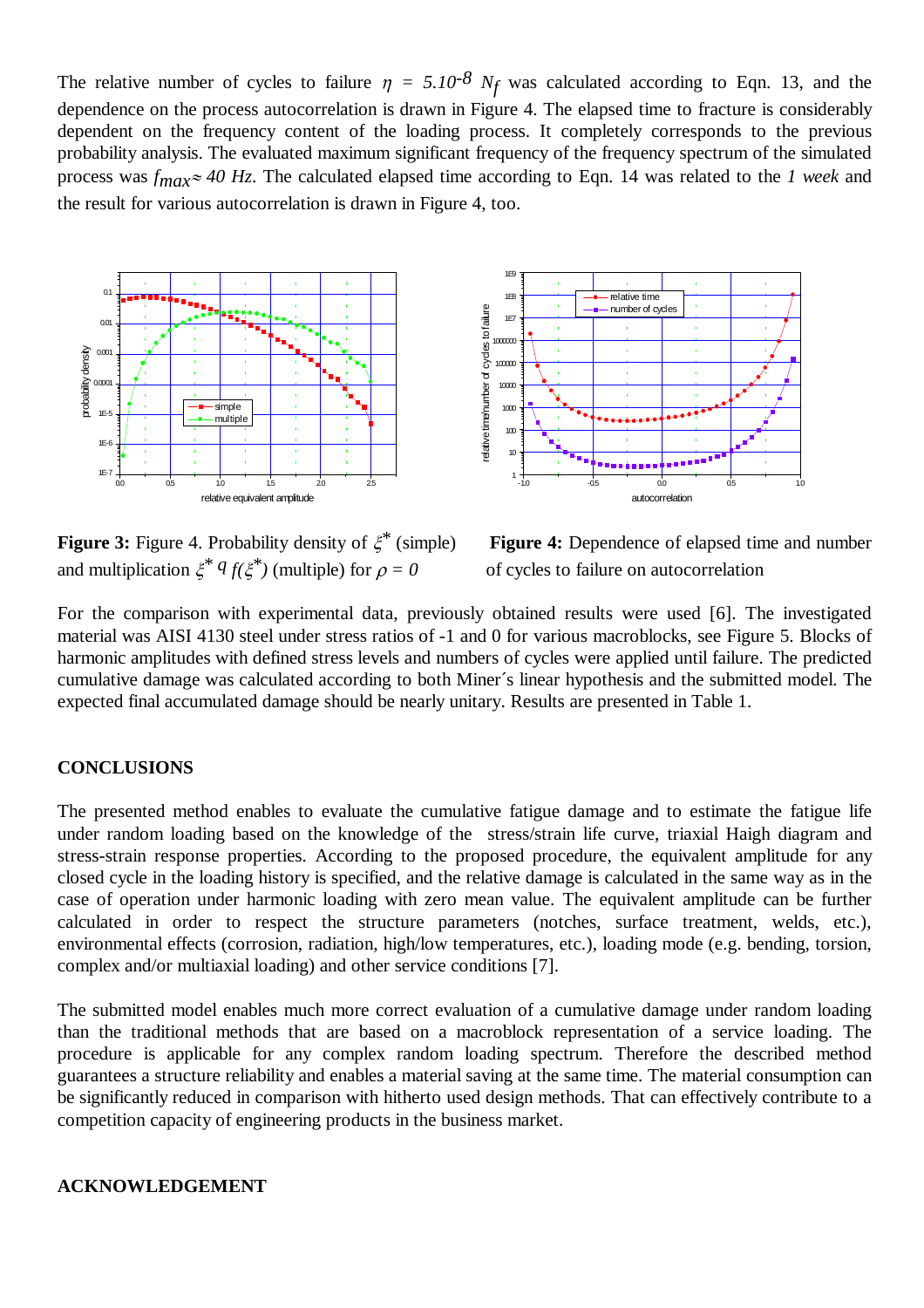The relative number of cycles to failure $\eta = 5.10^{-8} N_f$ was calculated according to Eqn. 13, and the dependence on the process autocorrelation is drawn in Figure 4. The elapsed time to fracture is considerably dependent on the frequency content of the loading process. It completely corresponds to the previous probability analysis. The evaluated maximum significant frequency of the frequency spectrum of the simulated process was $f_{max} \approx 40\ Hz$. The calculated elapsed time according to Eqn. 14 was related to the *1 week* and the result for various autocorrelation is drawn in Figure 4, too.

**Figure 3:** Figure 4. Probability density of $\xi^*$ (simple) and multiplication $\xi^{*\,q} f(\xi^*)$ (multiple) for $\rho = 0$

**Figure 4:** Dependence of elapsed time and number of cycles to failure on autocorrelation

For the comparison with experimental data, previously obtained results were used [6]. The investigated material was AISI 4130 steel under stress ratios of -1 and 0 for various macroblocks, see Figure 5. Blocks of harmonic amplitudes with defined stress levels and numbers of cycles were applied until failure. The predicted cumulative damage was calculated according to both Miner´s linear hypothesis and the submitted model. The expected final accumulated damage should be nearly unitary. Results are presented in Table 1.

## CONCLUSIONS

The presented method enables to evaluate the cumulative fatigue damage and to estimate the fatigue life under random loading based on the knowledge of the stress/strain life curve, triaxial Haigh diagram and stress-strain response properties. According to the proposed procedure, the equivalent amplitude for any closed cycle in the loading history is specified, and the relative damage is calculated in the same way as in the case of operation under harmonic loading with zero mean value. The equivalent amplitude can be further calculated in order to respect the structure parameters (notches, surface treatment, welds, etc.), environmental effects (corrosion, radiation, high/low temperatures, etc.), loading mode (e.g. bending, torsion, complex and/or multiaxial loading) and other service conditions [7].

The submitted model enables much more correct evaluation of a cumulative damage under random loading than the traditional methods that are based on a macroblock representation of a service loading. The procedure is applicable for any complex random loading spectrum. Therefore the described method guarantees a structure reliability and enables a material saving at the same time. The material consumption can be significantly reduced in comparison with hitherto used design methods. That can effectively contribute to a competition capacity of engineering products in the business market.

## ACKNOWLEDGEMENT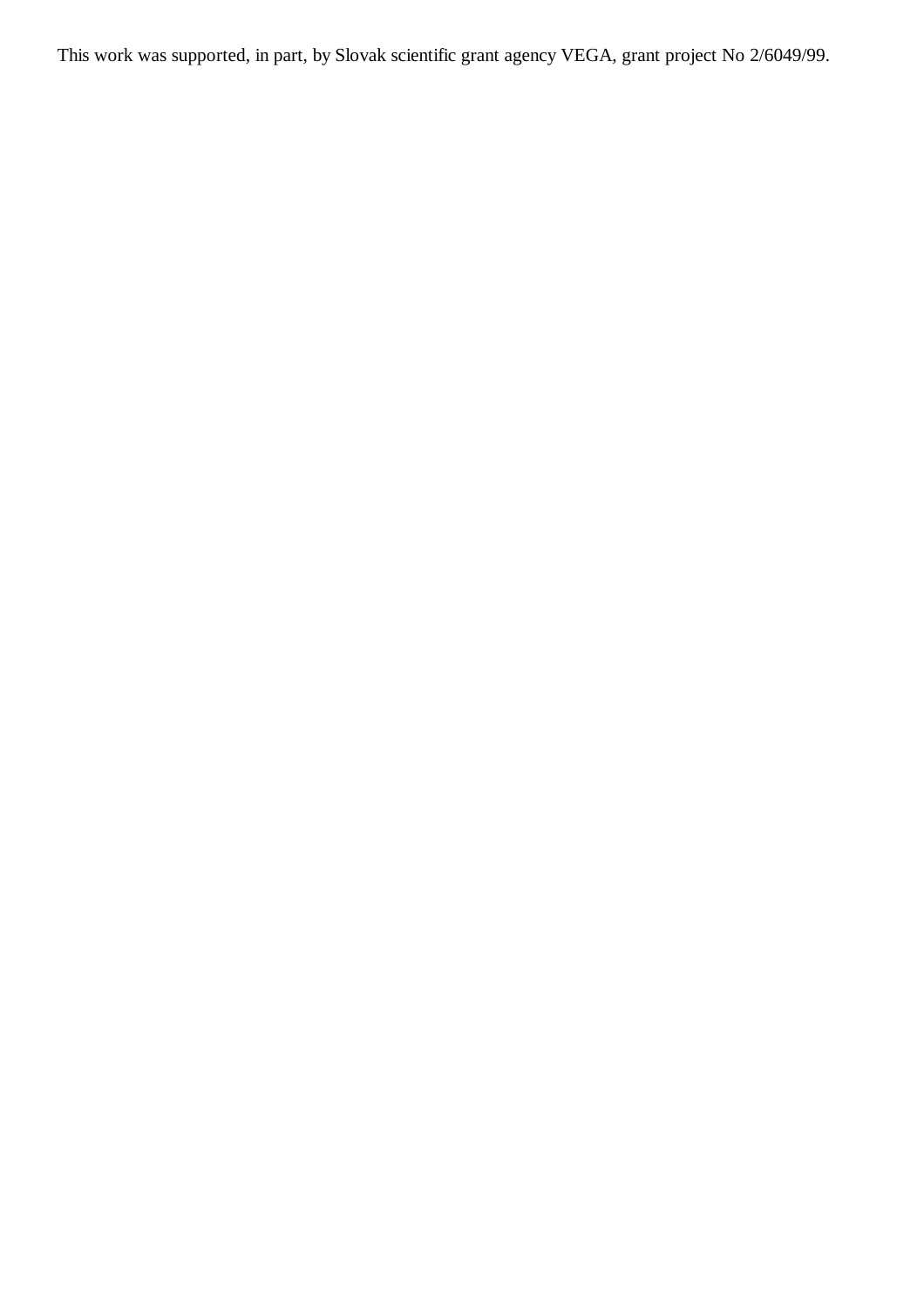This work was supported, in part, by Slovak scientific grant agency VEGA, grant project No 2/6049/99.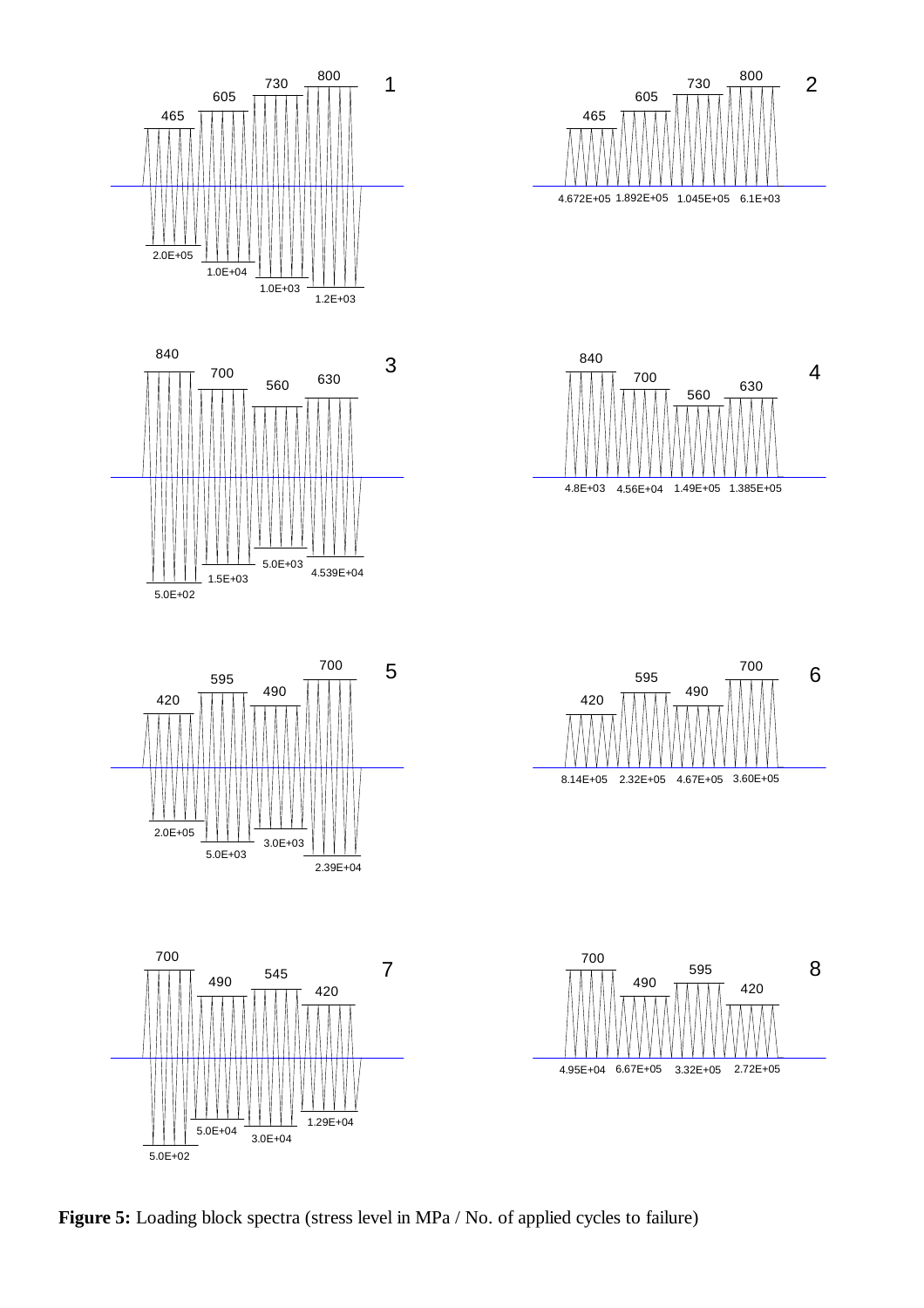**Figure 5:** Loading block spectra (stress level in MPa / No. of applied cycles to failure)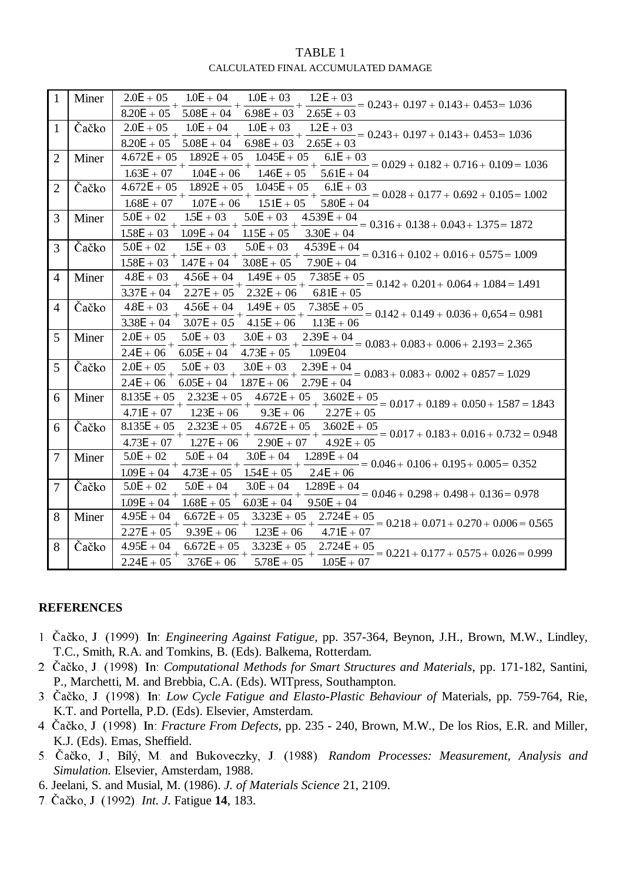TABLE 1

CALCULATED FINAL ACCUMULATED DAMAGE

| | | |
|---|---|---|
| 1 | Miner | $\frac{2.0E+05}{8.20E+05}+\frac{1.0E+04}{5.08E+04}+\frac{1.0E+03}{6.98E+03}+\frac{1.2E+03}{2.65E+03}=0.243+0.197+0.143+0.453=1.036$ |
| 1 | Čačko | $\frac{2.0E+05}{8.20E+05}+\frac{1.0E+04}{5.08E+04}+\frac{1.0E+03}{6.98E+03}+\frac{1.2E+03}{2.65E+03}=0.243+0.197+0.143+0.453=1.036$ |
| 2 | Miner | $\frac{4.672E+05}{1.63E+07}+\frac{1.892E+05}{1.04E+06}+\frac{1.045E+05}{1.46E+05}+\frac{6.1E+03}{5.61E+04}=0.029+0.182+0.716+0.109=1.036$ |
| 2 | Čačko | $\frac{4.672E+05}{1.68E+07}+\frac{1.892E+05}{1.07E+06}+\frac{1.045E+05}{1.51E+05}+\frac{6.1E+03}{5.80E+04}=0.028+0.177+0.692+0.105=1.002$ |
| 3 | Miner | $\frac{5.0E+02}{1.58E+03}+\frac{1.5E+03}{1.09E+04}+\frac{5.0E+03}{1.15E+05}+\frac{4.539E+04}{3.30E+04}=0.316+0.138+0.043+1.375=1.872$ |
| 3 | Čačko | $\frac{5.0E+02}{1.58E+03}+\frac{1.5E+03}{1.47E+04}+\frac{5.0E+03}{3.08E+05}+\frac{4.539E+04}{7.90E+04}=0.316+0.102+0.016+0.575=1.009$ |
| 4 | Miner | $\frac{4.8E+03}{3.37E+04}+\frac{4.56E+04}{2.27E+05}+\frac{1.49E+05}{2.32E+06}+\frac{7.385E+05}{6.81E+05}=0.142+0.201+0.064+1.084=1.491$ |
| 4 | Čačko | $\frac{4.8E+03}{3.38E+04}+\frac{4.56E+04}{3.07E+0.5}+\frac{1.49E+05}{4.15E+06}+\frac{7.385E+05}{1.13E+06}=0.142+0.149+0.036+0{,}654=0.981$ |
| 5 | Miner | $\frac{2.0E+05}{2.4E+06}+\frac{5.0E+03}{6.05E+04}+\frac{3.0E+03}{4.73E+05}+\frac{2.39E+04}{1.09E04}=0.083+0.083+0.006+2.193=2.365$ |
| 5 | Čačko | $\frac{2.0E+05}{2.4E+06}+\frac{5.0E+03}{6.05E+04}+\frac{3.0E+03}{1.87E+06}+\frac{2.39E+04}{2.79E+04}=0.083+0.083+0.002+0.857=1.029$ |
| 6 | Miner | $\frac{8.135E+05}{4.71E+07}+\frac{2.323E+05}{1.23E+06}+\frac{4.672E+05}{9.3E+06}+\frac{3.602E+05}{2.27E+05}=0.017+0.189+0.050+1.587=1.843$ |
| 6 | Čačko | $\frac{8.135E+05}{4.73E+07}+\frac{2.323E+05}{1.27E+06}+\frac{4.672E+05}{2.90E+07}+\frac{3.602E+05}{4.92E+05}=0.017+0.183+0.016+0.732=0.948$ |
| 7 | Miner | $\frac{5.0E+02}{1.09E+04}+\frac{5.0E+04}{4.73E+05}+\frac{3.0E+04}{1.54E+05}+\frac{1.289E+04}{2.4E+06}=0.046+0.106+0.195+0.005=0.352$ |
| 7 | Čačko | $\frac{5.0E+02}{1.09E+04}+\frac{5.0E+04}{1.68E+05}+\frac{3.0E+04}{6.03E+04}+\frac{1.289E+04}{9.50E+04}=0.046+0.298+0.498+0.136=0.978$ |
| 8 | Miner | $\frac{4.95E+04}{2.27E+05}+\frac{6.672E+05}{9.39E+06}+\frac{3.323E+05}{1.23E+06}+\frac{2.724E+05}{4.71E+07}=0.218+0.071+0.270+0.006=0.565$ |
| 8 | Čačko | $\frac{4.95E+04}{2.24E+05}+\frac{6.672E+05}{3.76E+06}+\frac{3.323E+05}{5.78E+05}+\frac{2.724E+05}{1.05E+07}=0.221+0.177+0.575+0.026=0.999$ |

## REFERENCES

1. Čačko, J. (1999). In: *Engineering Against Fatigue*, pp. 357-364, Beynon, J.H., Brown, M.W., Lindley, T.C., Smith, R.A. and Tomkins, B. (Eds). Balkema, Rotterdam.
2. Čačko, J. (1998). In: *Computational Methods for Smart Structures and Materials*, pp. 171-182, Santini, P., Marchetti, M. and Brebbia, C.A. (Eds). WITpress, Southampton.
3. Čačko, J. (1998). In: *Low Cycle Fatigue and Elasto-Plastic Behaviour of* Materials, pp. 759-764, Rie, K.T. and Portella, P.D. (Eds). Elsevier, Amsterdam.
4. Čačko, J. (1998). In: *Fracture From Defects*, pp. 235 - 240, Brown, M.W., De los Rios, E.R. and Miller, K.J. (Eds). Emas, Sheffield.
5. Čačko, J., Bílý, M. and Bukoveczky, J. (1988). *Random Processes: Measurement, Analysis and Simulation.* Elsevier, Amsterdam, 1988.
6. Jeelani, S. and Musial, M. (1986). *J. of Materials Science* 21, 2109.
7. Čačko, J. (1992). *Int. J.* Fatigue **14**, 183.